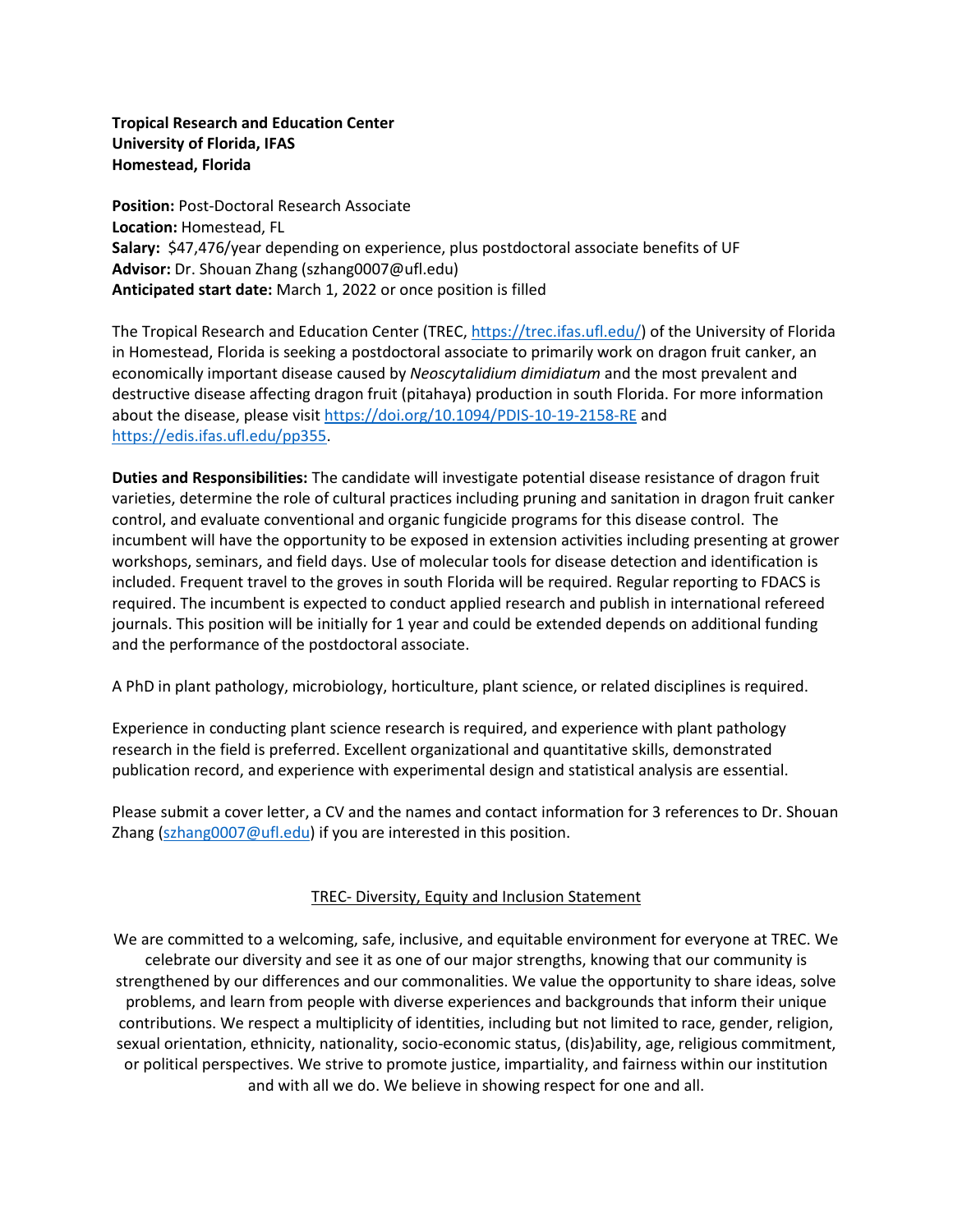**Tropical Research and Education Center**
**University of Florida, IFAS**
**Homestead, Florida**

**Position:** Post-Doctoral Research Associate
**Location:** Homestead, FL
**Salary:** $47,476/year depending on experience, plus postdoctoral associate benefits of UF
**Advisor:** Dr. Shouan Zhang (szhang0007@ufl.edu)
**Anticipated start date:** March 1, 2022 or once position is filled

The Tropical Research and Education Center (TREC, https://trec.ifas.ufl.edu/) of the University of Florida in Homestead, Florida is seeking a postdoctoral associate to primarily work on dragon fruit canker, an economically important disease caused by *Neoscytalidium dimidiatum* and the most prevalent and destructive disease affecting dragon fruit (pitahaya) production in south Florida. For more information about the disease, please visit https://doi.org/10.1094/PDIS-10-19-2158-RE and https://edis.ifas.ufl.edu/pp355.

**Duties and Responsibilities:** The candidate will investigate potential disease resistance of dragon fruit varieties, determine the role of cultural practices including pruning and sanitation in dragon fruit canker control, and evaluate conventional and organic fungicide programs for this disease control. The incumbent will have the opportunity to be exposed in extension activities including presenting at grower workshops, seminars, and field days. Use of molecular tools for disease detection and identification is included. Frequent travel to the groves in south Florida will be required. Regular reporting to FDACS is required. The incumbent is expected to conduct applied research and publish in international refereed journals. This position will be initially for 1 year and could be extended depends on additional funding and the performance of the postdoctoral associate.

A PhD in plant pathology, microbiology, horticulture, plant science, or related disciplines is required.

Experience in conducting plant science research is required, and experience with plant pathology research in the field is preferred. Excellent organizational and quantitative skills, demonstrated publication record, and experience with experimental design and statistical analysis are essential.

Please submit a cover letter, a CV and the names and contact information for 3 references to Dr. Shouan Zhang (szhang0007@ufl.edu) if you are interested in this position.

TREC- Diversity, Equity and Inclusion Statement

We are committed to a welcoming, safe, inclusive, and equitable environment for everyone at TREC. We celebrate our diversity and see it as one of our major strengths, knowing that our community is strengthened by our differences and our commonalities. We value the opportunity to share ideas, solve problems, and learn from people with diverse experiences and backgrounds that inform their unique contributions. We respect a multiplicity of identities, including but not limited to race, gender, religion, sexual orientation, ethnicity, nationality, socio-economic status, (dis)ability, age, religious commitment, or political perspectives. We strive to promote justice, impartiality, and fairness within our institution and with all we do. We believe in showing respect for one and all.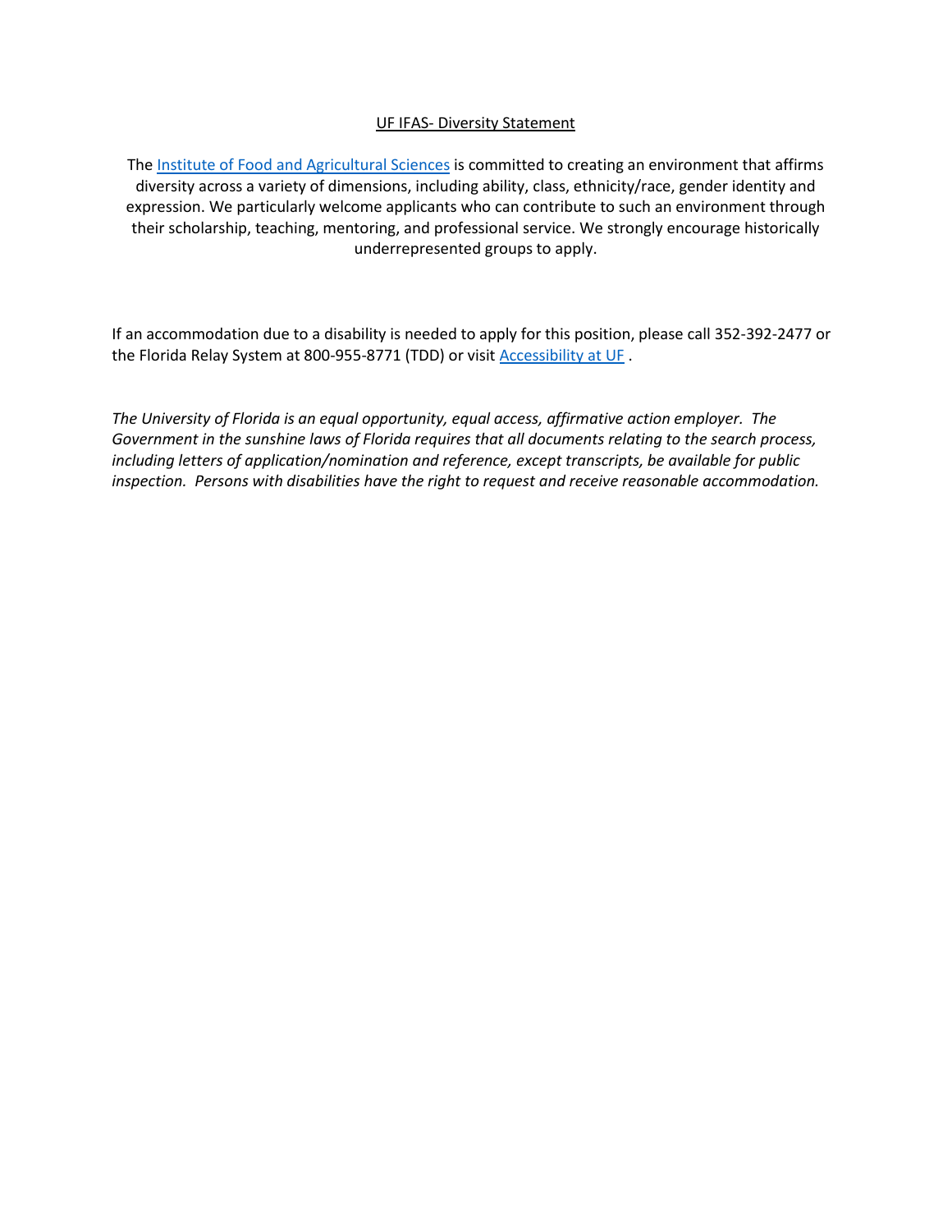## UF IFAS- Diversity Statement

The [Institute of Food and Agricultural Sciences] is committed to creating an environment that affirms diversity across a variety of dimensions, including ability, class, ethnicity/race, gender identity and expression. We particularly welcome applicants who can contribute to such an environment through their scholarship, teaching, mentoring, and professional service. We strongly encourage historically underrepresented groups to apply.

If an accommodation due to a disability is needed to apply for this position, please call 352-392-2477 or the Florida Relay System at 800-955-8771 (TDD) or visit [Accessibility at UF] .

*The University of Florida is an equal opportunity, equal access, affirmative action employer. The Government in the sunshine laws of Florida requires that all documents relating to the search process, including letters of application/nomination and reference, except transcripts, be available for public inspection. Persons with disabilities have the right to request and receive reasonable accommodation.*